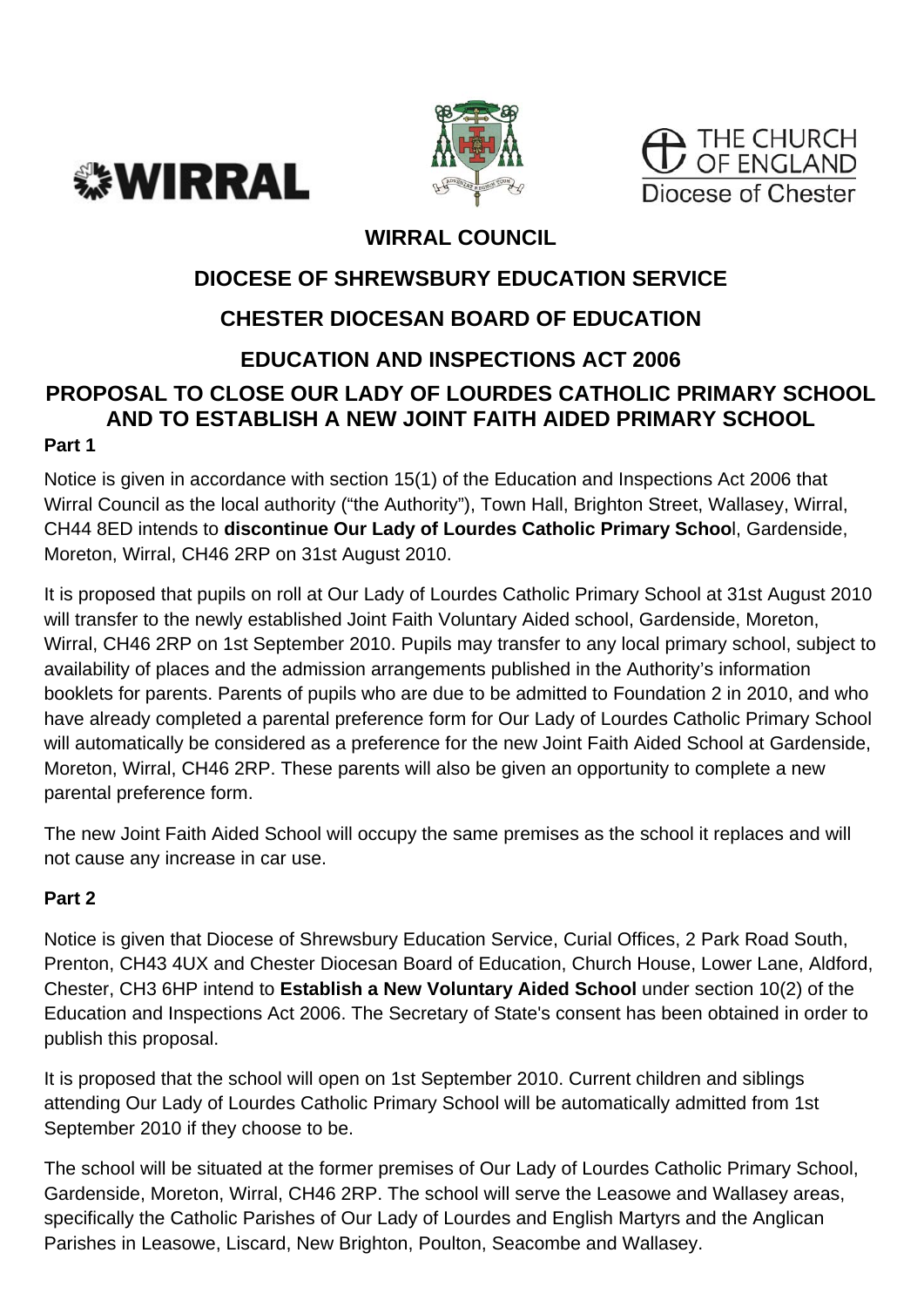WIRRAL

THE CHURCH OF ENGLAND
Diocese of Chester

# WIRRAL COUNCIL

## DIOCESE OF SHREWSBURY EDUCATION SERVICE

## CHESTER DIOCESAN BOARD OF EDUCATION

## EDUCATION AND INSPECTIONS ACT 2006

## PROPOSAL TO CLOSE OUR LADY OF LOURDES CATHOLIC PRIMARY SCHOOL AND TO ESTABLISH A NEW JOINT FAITH AIDED PRIMARY SCHOOL

### Part 1

Notice is given in accordance with section 15(1) of the Education and Inspections Act 2006 that Wirral Council as the local authority ("the Authority"), Town Hall, Brighton Street, Wallasey, Wirral, CH44 8ED intends to **discontinue Our Lady of Lourdes Catholic Primary School**, Gardenside, Moreton, Wirral, CH46 2RP on 31st August 2010.

It is proposed that pupils on roll at Our Lady of Lourdes Catholic Primary School at 31st August 2010 will transfer to the newly established Joint Faith Voluntary Aided school, Gardenside, Moreton, Wirral, CH46 2RP on 1st September 2010. Pupils may transfer to any local primary school, subject to availability of places and the admission arrangements published in the Authority's information booklets for parents. Parents of pupils who are due to be admitted to Foundation 2 in 2010, and who have already completed a parental preference form for Our Lady of Lourdes Catholic Primary School will automatically be considered as a preference for the new Joint Faith Aided School at Gardenside, Moreton, Wirral, CH46 2RP. These parents will also be given an opportunity to complete a new parental preference form.

The new Joint Faith Aided School will occupy the same premises as the school it replaces and will not cause any increase in car use.

### Part 2

Notice is given that Diocese of Shrewsbury Education Service, Curial Offices, 2 Park Road South, Prenton, CH43 4UX and Chester Diocesan Board of Education, Church House, Lower Lane, Aldford, Chester, CH3 6HP intend to **Establish a New Voluntary Aided School** under section 10(2) of the Education and Inspections Act 2006. The Secretary of State's consent has been obtained in order to publish this proposal.

It is proposed that the school will open on 1st September 2010. Current children and siblings attending Our Lady of Lourdes Catholic Primary School will be automatically admitted from 1st September 2010 if they choose to be.

The school will be situated at the former premises of Our Lady of Lourdes Catholic Primary School, Gardenside, Moreton, Wirral, CH46 2RP. The school will serve the Leasowe and Wallasey areas, specifically the Catholic Parishes of Our Lady of Lourdes and English Martyrs and the Anglican Parishes in Leasowe, Liscard, New Brighton, Poulton, Seacombe and Wallasey.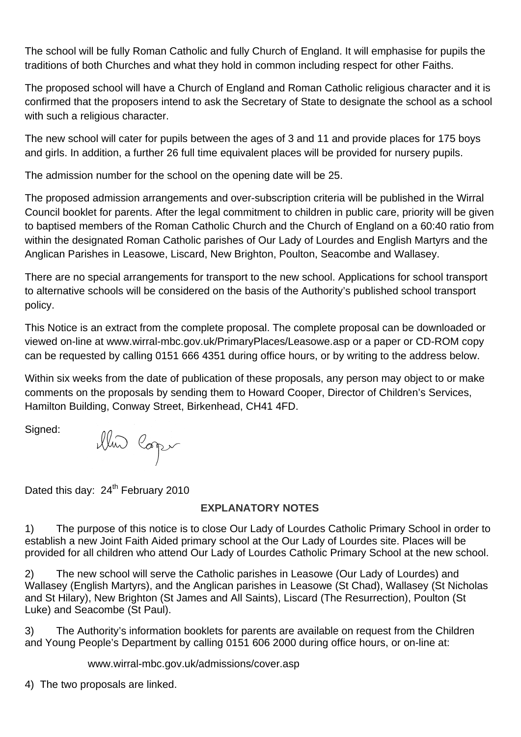The school will be fully Roman Catholic and fully Church of England. It will emphasise for pupils the traditions of both Churches and what they hold in common including respect for other Faiths.

The proposed school will have a Church of England and Roman Catholic religious character and it is confirmed that the proposers intend to ask the Secretary of State to designate the school as a school with such a religious character.

The new school will cater for pupils between the ages of 3 and 11 and provide places for 175 boys and girls. In addition, a further 26 full time equivalent places will be provided for nursery pupils.

The admission number for the school on the opening date will be 25.

The proposed admission arrangements and over-subscription criteria will be published in the Wirral Council booklet for parents. After the legal commitment to children in public care, priority will be given to baptised members of the Roman Catholic Church and the Church of England on a 60:40 ratio from within the designated Roman Catholic parishes of Our Lady of Lourdes and English Martyrs and the Anglican Parishes in Leasowe, Liscard, New Brighton, Poulton, Seacombe and Wallasey.

There are no special arrangements for transport to the new school. Applications for school transport to alternative schools will be considered on the basis of the Authority's published school transport policy.

This Notice is an extract from the complete proposal. The complete proposal can be downloaded or viewed on-line at www.wirral-mbc.gov.uk/PrimaryPlaces/Leasowe.asp or a paper or CD-ROM copy can be requested by calling 0151 666 4351 during office hours, or by writing to the address below.

Within six weeks from the date of publication of these proposals, any person may object to or make comments on the proposals by sending them to Howard Cooper, Director of Children's Services, Hamilton Building, Conway Street, Birkenhead, CH41 4FD.

Signed:

Dated this day: 24th February 2010

**EXPLANATORY NOTES**

1) The purpose of this notice is to close Our Lady of Lourdes Catholic Primary School in order to establish a new Joint Faith Aided primary school at the Our Lady of Lourdes site. Places will be provided for all children who attend Our Lady of Lourdes Catholic Primary School at the new school.

2) The new school will serve the Catholic parishes in Leasowe (Our Lady of Lourdes) and Wallasey (English Martyrs), and the Anglican parishes in Leasowe (St Chad), Wallasey (St Nicholas and St Hilary), New Brighton (St James and All Saints), Liscard (The Resurrection), Poulton (St Luke) and Seacombe (St Paul).

3) The Authority's information booklets for parents are available on request from the Children and Young People's Department by calling 0151 606 2000 during office hours, or on-line at:

www.wirral-mbc.gov.uk/admissions/cover.asp

4) The two proposals are linked.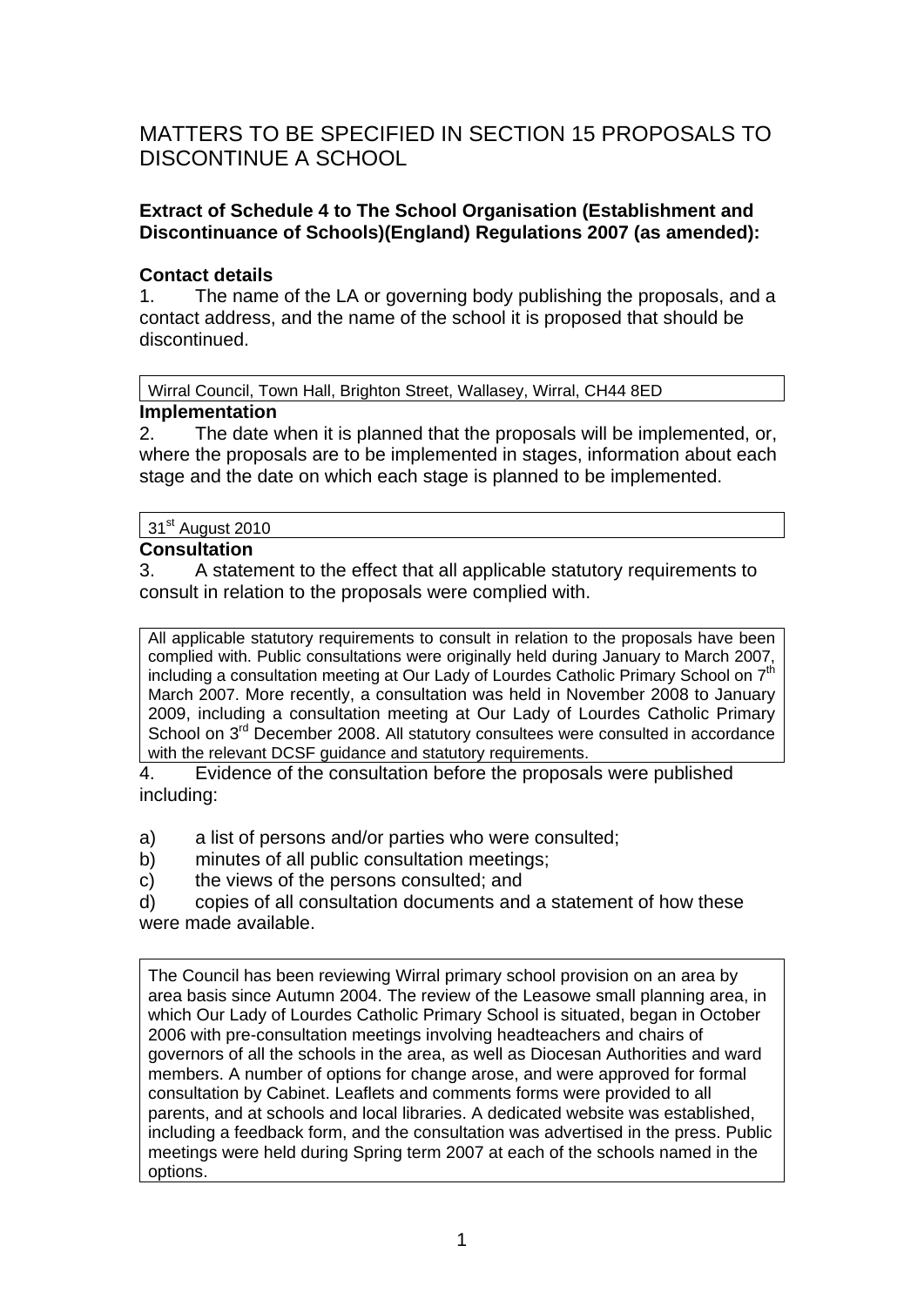# MATTERS TO BE SPECIFIED IN SECTION 15 PROPOSALS TO DISCONTINUE A SCHOOL

**Extract of Schedule 4 to The School Organisation (Establishment and Discontinuance of Schools)(England) Regulations 2007 (as amended):**

### Contact details

1. The name of the LA or governing body publishing the proposals, and a contact address, and the name of the school it is proposed that should be discontinued.

> Wirral Council, Town Hall, Brighton Street, Wallasey, Wirral, CH44 8ED

### Implementation

2. The date when it is planned that the proposals will be implemented, or, where the proposals are to be implemented in stages, information about each stage and the date on which each stage is planned to be implemented.

> 31st August 2010

### Consultation

3. A statement to the effect that all applicable statutory requirements to consult in relation to the proposals were complied with.

> All applicable statutory requirements to consult in relation to the proposals have been complied with. Public consultations were originally held during January to March 2007, including a consultation meeting at Our Lady of Lourdes Catholic Primary School on 7th March 2007. More recently, a consultation was held in November 2008 to January 2009, including a consultation meeting at Our Lady of Lourdes Catholic Primary School on 3rd December 2008. All statutory consultees were consulted in accordance with the relevant DCSF guidance and statutory requirements.

4. Evidence of the consultation before the proposals were published including:

a) a list of persons and/or parties who were consulted;
b) minutes of all public consultation meetings;
c) the views of the persons consulted; and
d) copies of all consultation documents and a statement of how these were made available.

> The Council has been reviewing Wirral primary school provision on an area by area basis since Autumn 2004. The review of the Leasowe small planning area, in which Our Lady of Lourdes Catholic Primary School is situated, began in October 2006 with pre-consultation meetings involving headteachers and chairs of governors of all the schools in the area, as well as Diocesan Authorities and ward members. A number of options for change arose, and were approved for formal consultation by Cabinet. Leaflets and comments forms were provided to all parents, and at schools and local libraries. A dedicated website was established, including a feedback form, and the consultation was advertised in the press. Public meetings were held during Spring term 2007 at each of the schools named in the options.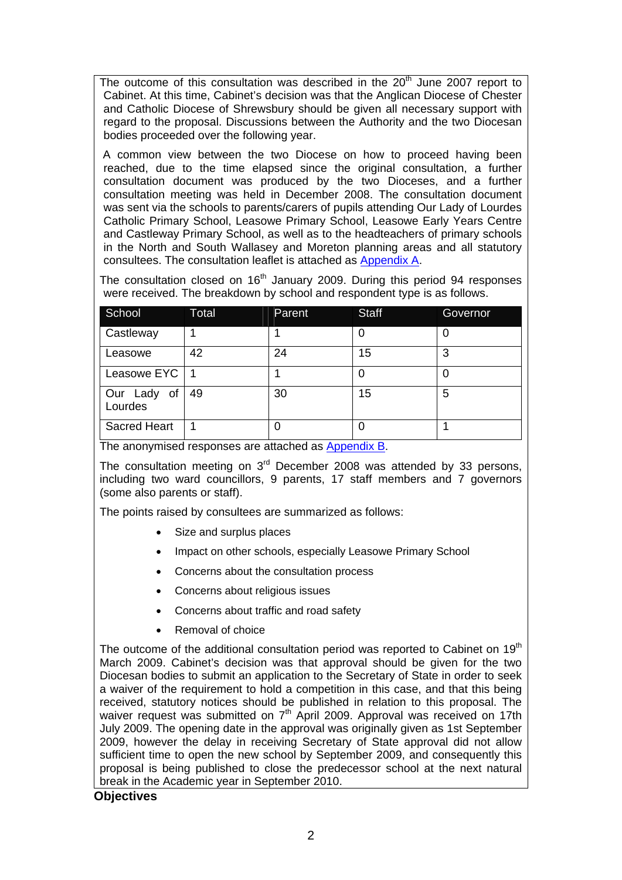The outcome of this consultation was described in the 20th June 2007 report to Cabinet. At this time, Cabinet's decision was that the Anglican Diocese of Chester and Catholic Diocese of Shrewsbury should be given all necessary support with regard to the proposal. Discussions between the Authority and the two Diocesan bodies proceeded over the following year.

A common view between the two Diocese on how to proceed having been reached, due to the time elapsed since the original consultation, a further consultation document was produced by the two Dioceses, and a further consultation meeting was held in December 2008. The consultation document was sent via the schools to parents/carers of pupils attending Our Lady of Lourdes Catholic Primary School, Leasowe Primary School, Leasowe Early Years Centre and Castleway Primary School, as well as to the headteachers of primary schools in the North and South Wallasey and Moreton planning areas and all statutory consultees. The consultation leaflet is attached as Appendix A.

The consultation closed on 16th January 2009. During this period 94 responses were received. The breakdown by school and respondent type is as follows.

| School | Total | Parent | Staff | Governor |
|---|---|---|---|---|
| Castleway | 1 | 1 | 0 | 0 |
| Leasowe | 42 | 24 | 15 | 3 |
| Leasowe EYC | 1 | 1 | 0 | 0 |
| Our Lady of Lourdes | 49 | 30 | 15 | 5 |
| Sacred Heart | 1 | 0 | 0 | 1 |

The anonymised responses are attached as Appendix B.

The consultation meeting on 3rd December 2008 was attended by 33 persons, including two ward councillors, 9 parents, 17 staff members and 7 governors (some also parents or staff).

The points raised by consultees are summarized as follows:

- Size and surplus places
- Impact on other schools, especially Leasowe Primary School
- Concerns about the consultation process
- Concerns about religious issues
- Concerns about traffic and road safety
- Removal of choice

The outcome of the additional consultation period was reported to Cabinet on 19th March 2009. Cabinet's decision was that approval should be given for the two Diocesan bodies to submit an application to the Secretary of State in order to seek a waiver of the requirement to hold a competition in this case, and that this being received, statutory notices should be published in relation to this proposal. The waiver request was submitted on 7th April 2009. Approval was received on 17th July 2009. The opening date in the approval was originally given as 1st September 2009, however the delay in receiving Secretary of State approval did not allow sufficient time to open the new school by September 2009, and consequently this proposal is being published to close the predecessor school at the next natural break in the Academic year in September 2010.

**Objectives**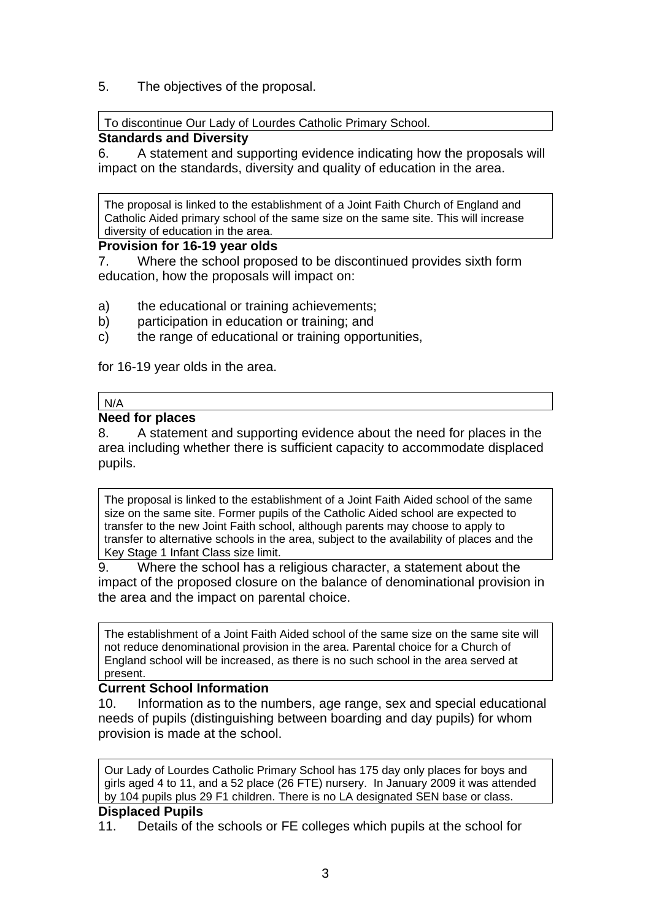5. The objectives of the proposal.

To discontinue Our Lady of Lourdes Catholic Primary School.

**Standards and Diversity**

6. A statement and supporting evidence indicating how the proposals will impact on the standards, diversity and quality of education in the area.

The proposal is linked to the establishment of a Joint Faith Church of England and Catholic Aided primary school of the same size on the same site. This will increase diversity of education in the area.

**Provision for 16-19 year olds**

7. Where the school proposed to be discontinued provides sixth form education, how the proposals will impact on:

a) the educational or training achievements;
b) participation in education or training; and
c) the range of educational or training opportunities,

for 16-19 year olds in the area.

N/A

**Need for places**

8. A statement and supporting evidence about the need for places in the area including whether there is sufficient capacity to accommodate displaced pupils.

The proposal is linked to the establishment of a Joint Faith Aided school of the same size on the same site. Former pupils of the Catholic Aided school are expected to transfer to the new Joint Faith school, although parents may choose to apply to transfer to alternative schools in the area, subject to the availability of places and the Key Stage 1 Infant Class size limit.

9. Where the school has a religious character, a statement about the impact of the proposed closure on the balance of denominational provision in the area and the impact on parental choice.

The establishment of a Joint Faith Aided school of the same size on the same site will not reduce denominational provision in the area. Parental choice for a Church of England school will be increased, as there is no such school in the area served at present.

**Current School Information**

10. Information as to the numbers, age range, sex and special educational needs of pupils (distinguishing between boarding and day pupils) for whom provision is made at the school.

Our Lady of Lourdes Catholic Primary School has 175 day only places for boys and girls aged 4 to 11, and a 52 place (26 FTE) nursery. In January 2009 it was attended by 104 pupils plus 29 F1 children. There is no LA designated SEN base or class.

**Displaced Pupils**

11. Details of the schools or FE colleges which pupils at the school for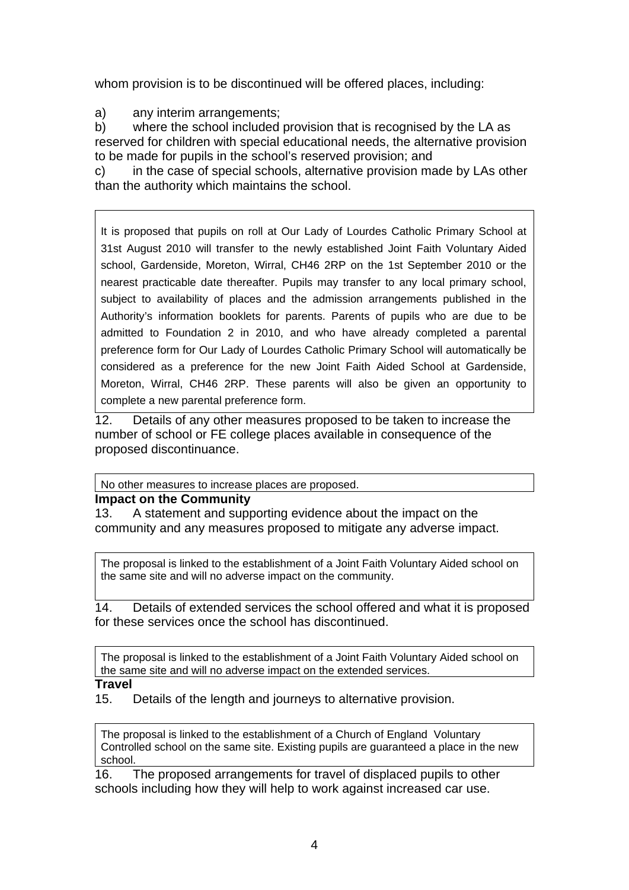whom provision is to be discontinued will be offered places, including:

a) any interim arrangements;
b) where the school included provision that is recognised by the LA as reserved for children with special educational needs, the alternative provision to be made for pupils in the school's reserved provision; and
c) in the case of special schools, alternative provision made by LAs other than the authority which maintains the school.

> It is proposed that pupils on roll at Our Lady of Lourdes Catholic Primary School at 31st August 2010 will transfer to the newly established Joint Faith Voluntary Aided school, Gardenside, Moreton, Wirral, CH46 2RP on the 1st September 2010 or the nearest practicable date thereafter. Pupils may transfer to any local primary school, subject to availability of places and the admission arrangements published in the Authority's information booklets for parents. Parents of pupils who are due to be admitted to Foundation 2 in 2010, and who have already completed a parental preference form for Our Lady of Lourdes Catholic Primary School will automatically be considered as a preference for the new Joint Faith Aided School at Gardenside, Moreton, Wirral, CH46 2RP. These parents will also be given an opportunity to complete a new parental preference form.

12. Details of any other measures proposed to be taken to increase the number of school or FE college places available in consequence of the proposed discontinuance.

> No other measures to increase places are proposed.

**Impact on the Community**

13. A statement and supporting evidence about the impact on the community and any measures proposed to mitigate any adverse impact.

> The proposal is linked to the establishment of a Joint Faith Voluntary Aided school on the same site and will no adverse impact on the community.

14. Details of extended services the school offered and what it is proposed for these services once the school has discontinued.

> The proposal is linked to the establishment of a Joint Faith Voluntary Aided school on the same site and will no adverse impact on the extended services.

**Travel**

15. Details of the length and journeys to alternative provision.

> The proposal is linked to the establishment of a Church of England Voluntary Controlled school on the same site. Existing pupils are guaranteed a place in the new school.

16. The proposed arrangements for travel of displaced pupils to other schools including how they will help to work against increased car use.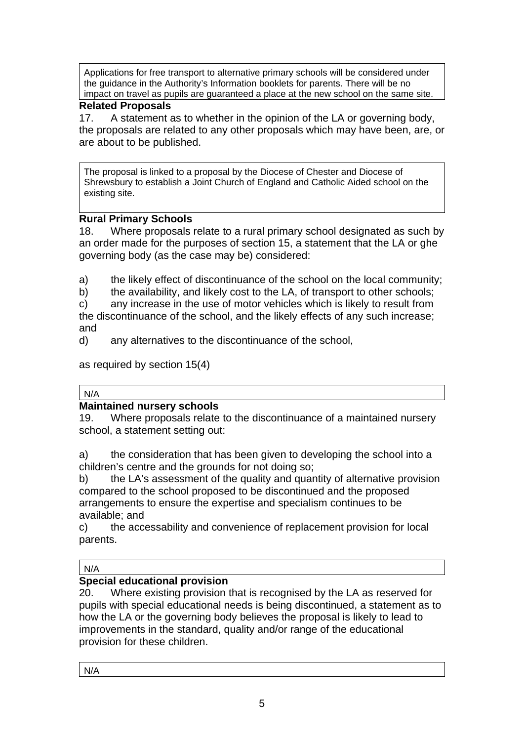Applications for free transport to alternative primary schools will be considered under the guidance in the Authority's Information booklets for parents. There will be no impact on travel as pupils are guaranteed a place at the new school on the same site.

**Related Proposals**

17. A statement as to whether in the opinion of the LA or governing body, the proposals are related to any other proposals which may have been, are, or are about to be published.

The proposal is linked to a proposal by the Diocese of Chester and Diocese of Shrewsbury to establish a Joint Church of England and Catholic Aided school on the existing site.

**Rural Primary Schools**

18. Where proposals relate to a rural primary school designated as such by an order made for the purposes of section 15, a statement that the LA or ghe governing body (as the case may be) considered:

a) the likely effect of discontinuance of the school on the local community;
b) the availability, and likely cost to the LA, of transport to other schools;
c) any increase in the use of motor vehicles which is likely to result from the discontinuance of the school, and the likely effects of any such increase; and
d) any alternatives to the discontinuance of the school,

as required by section 15(4)

N/A

**Maintained nursery schools**

19. Where proposals relate to the discontinuance of a maintained nursery school, a statement setting out:

a) the consideration that has been given to developing the school into a children's centre and the grounds for not doing so;
b) the LA's assessment of the quality and quantity of alternative provision compared to the school proposed to be discontinued and the proposed arrangements to ensure the expertise and specialism continues to be available; and
c) the accessability and convenience of replacement provision for local parents.

N/A

**Special educational provision**

20. Where existing provision that is recognised by the LA as reserved for pupils with special educational needs is being discontinued, a statement as to how the LA or the governing body believes the proposal is likely to lead to improvements in the standard, quality and/or range of the educational provision for these children.

N/A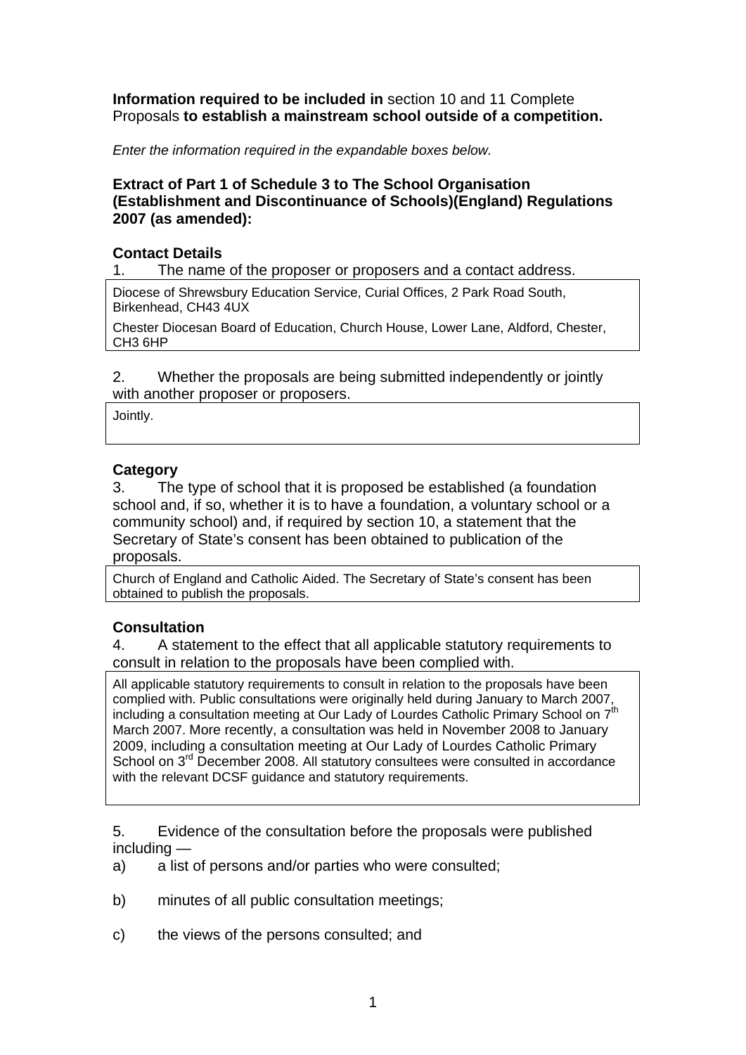**Information required to be included in** section 10 and 11 Complete Proposals **to establish a mainstream school outside of a competition.**

*Enter the information required in the expandable boxes below.*

**Extract of Part 1 of Schedule 3 to The School Organisation (Establishment and Discontinuance of Schools)(England) Regulations 2007 (as amended):**

**Contact Details**

1. The name of the proposer or proposers and a contact address.

Diocese of Shrewsbury Education Service, Curial Offices, 2 Park Road South, Birkenhead, CH43 4UX

Chester Diocesan Board of Education, Church House, Lower Lane, Aldford, Chester, CH3 6HP

2. Whether the proposals are being submitted independently or jointly with another proposer or proposers.

Jointly.

**Category**

3. The type of school that it is proposed be established (a foundation school and, if so, whether it is to have a foundation, a voluntary school or a community school) and, if required by section 10, a statement that the Secretary of State's consent has been obtained to publication of the proposals.

Church of England and Catholic Aided. The Secretary of State's consent has been obtained to publish the proposals.

**Consultation**

4. A statement to the effect that all applicable statutory requirements to consult in relation to the proposals have been complied with.

All applicable statutory requirements to consult in relation to the proposals have been complied with. Public consultations were originally held during January to March 2007, including a consultation meeting at Our Lady of Lourdes Catholic Primary School on 7th March 2007. More recently, a consultation was held in November 2008 to January 2009, including a consultation meeting at Our Lady of Lourdes Catholic Primary School on 3rd December 2008. All statutory consultees were consulted in accordance with the relevant DCSF guidance and statutory requirements.

5. Evidence of the consultation before the proposals were published including —

a) a list of persons and/or parties who were consulted;

b) minutes of all public consultation meetings;

c) the views of the persons consulted; and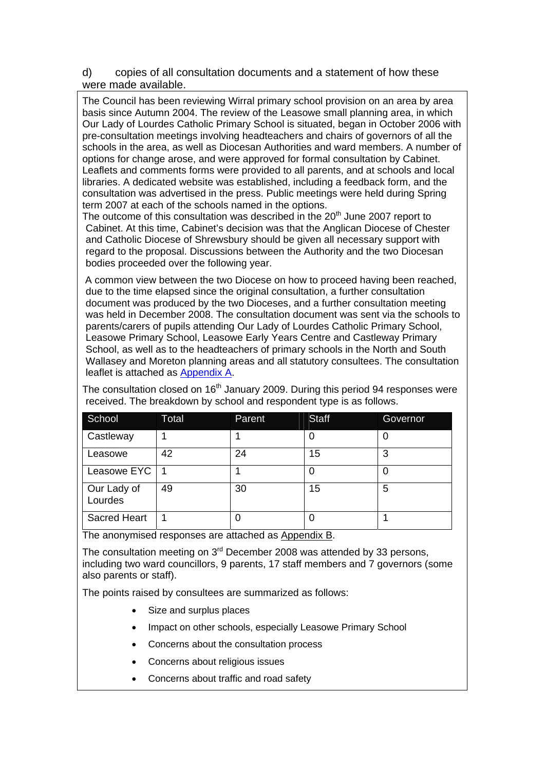d) copies of all consultation documents and a statement of how these were made available.

The Council has been reviewing Wirral primary school provision on an area by area basis since Autumn 2004. The review of the Leasowe small planning area, in which Our Lady of Lourdes Catholic Primary School is situated, began in October 2006 with pre-consultation meetings involving headteachers and chairs of governors of all the schools in the area, as well as Diocesan Authorities and ward members. A number of options for change arose, and were approved for formal consultation by Cabinet. Leaflets and comments forms were provided to all parents, and at schools and local libraries. A dedicated website was established, including a feedback form, and the consultation was advertised in the press. Public meetings were held during Spring term 2007 at each of the schools named in the options.

The outcome of this consultation was described in the 20th June 2007 report to Cabinet. At this time, Cabinet's decision was that the Anglican Diocese of Chester and Catholic Diocese of Shrewsbury should be given all necessary support with regard to the proposal. Discussions between the Authority and the two Diocesan bodies proceeded over the following year.

A common view between the two Diocese on how to proceed having been reached, due to the time elapsed since the original consultation, a further consultation document was produced by the two Dioceses, and a further consultation meeting was held in December 2008. The consultation document was sent via the schools to parents/carers of pupils attending Our Lady of Lourdes Catholic Primary School, Leasowe Primary School, Leasowe Early Years Centre and Castleway Primary School, as well as to the headteachers of primary schools in the North and South Wallasey and Moreton planning areas and all statutory consultees. The consultation leaflet is attached as Appendix A.

The consultation closed on 16th January 2009. During this period 94 responses were received. The breakdown by school and respondent type is as follows.

| School | Total | Parent | Staff | Governor |
|---|---|---|---|---|
| Castleway | 1 | 1 | 0 | 0 |
| Leasowe | 42 | 24 | 15 | 3 |
| Leasowe EYC | 1 | 1 | 0 | 0 |
| Our Lady of Lourdes | 49 | 30 | 15 | 5 |
| Sacred Heart | 1 | 0 | 0 | 1 |

The anonymised responses are attached as Appendix B.

The consultation meeting on 3rd December 2008 was attended by 33 persons, including two ward councillors, 9 parents, 17 staff members and 7 governors (some also parents or staff).

The points raised by consultees are summarized as follows:

- Size and surplus places
- Impact on other schools, especially Leasowe Primary School
- Concerns about the consultation process
- Concerns about religious issues
- Concerns about traffic and road safety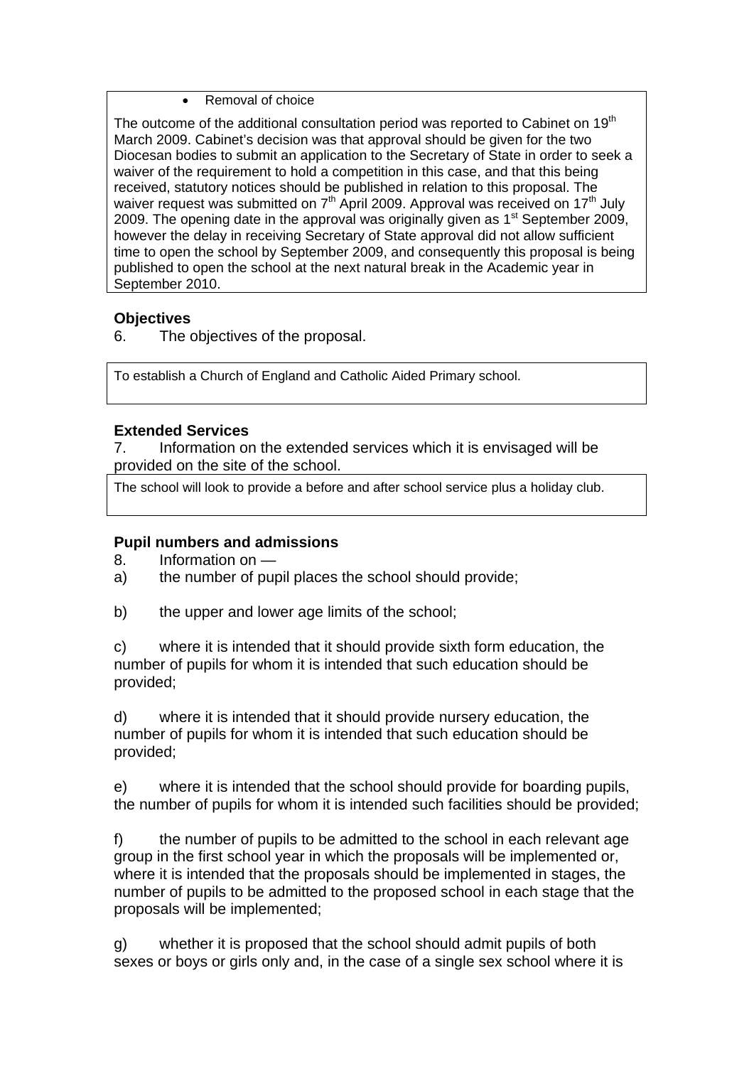- Removal of choice

The outcome of the additional consultation period was reported to Cabinet on 19th March 2009. Cabinet's decision was that approval should be given for the two Diocesan bodies to submit an application to the Secretary of State in order to seek a waiver of the requirement to hold a competition in this case, and that this being received, statutory notices should be published in relation to this proposal. The waiver request was submitted on 7th April 2009. Approval was received on 17th July 2009. The opening date in the approval was originally given as 1st September 2009, however the delay in receiving Secretary of State approval did not allow sufficient time to open the school by September 2009, and consequently this proposal is being published to open the school at the next natural break in the Academic year in September 2010.

**Objectives**

6. The objectives of the proposal.

To establish a Church of England and Catholic Aided Primary school.

**Extended Services**

7. Information on the extended services which it is envisaged will be provided on the site of the school.

The school will look to provide a before and after school service plus a holiday club.

**Pupil numbers and admissions**

8. Information on —

a) the number of pupil places the school should provide;

b) the upper and lower age limits of the school;

c) where it is intended that it should provide sixth form education, the number of pupils for whom it is intended that such education should be provided;

d) where it is intended that it should provide nursery education, the number of pupils for whom it is intended that such education should be provided;

e) where it is intended that the school should provide for boarding pupils, the number of pupils for whom it is intended such facilities should be provided;

f) the number of pupils to be admitted to the school in each relevant age group in the first school year in which the proposals will be implemented or, where it is intended that the proposals should be implemented in stages, the number of pupils to be admitted to the proposed school in each stage that the proposals will be implemented;

g) whether it is proposed that the school should admit pupils of both sexes or boys or girls only and, in the case of a single sex school where it is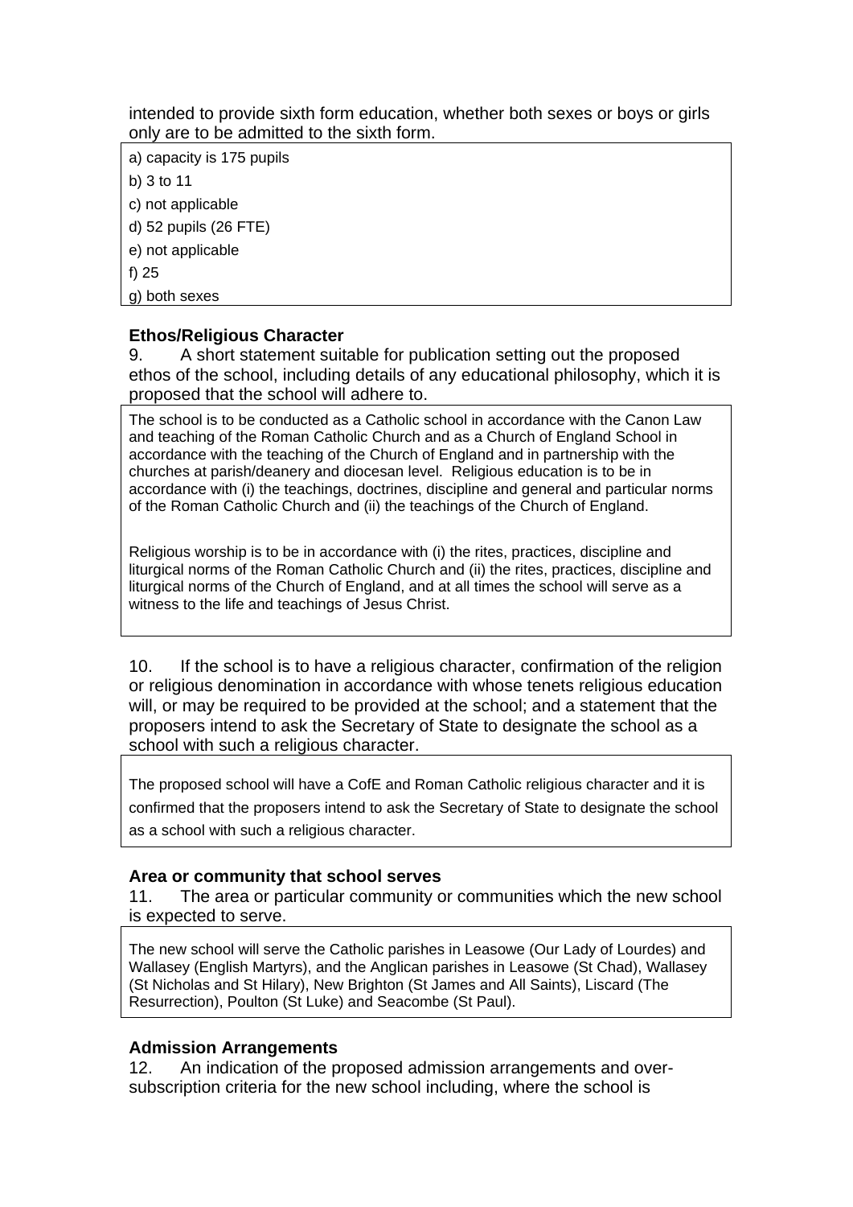intended to provide sixth form education, whether both sexes or boys or girls only are to be admitted to the sixth form.

a) capacity is 175 pupils

b) 3 to 11

c) not applicable

d) 52 pupils (26 FTE)

e) not applicable

f) 25

g) both sexes

**Ethos/Religious Character**

9. A short statement suitable for publication setting out the proposed ethos of the school, including details of any educational philosophy, which it is proposed that the school will adhere to.

The school is to be conducted as a Catholic school in accordance with the Canon Law and teaching of the Roman Catholic Church and as a Church of England School in accordance with the teaching of the Church of England and in partnership with the churches at parish/deanery and diocesan level. Religious education is to be in accordance with (i) the teachings, doctrines, discipline and general and particular norms of the Roman Catholic Church and (ii) the teachings of the Church of England.

Religious worship is to be in accordance with (i) the rites, practices, discipline and liturgical norms of the Roman Catholic Church and (ii) the rites, practices, discipline and liturgical norms of the Church of England, and at all times the school will serve as a witness to the life and teachings of Jesus Christ.

10. If the school is to have a religious character, confirmation of the religion or religious denomination in accordance with whose tenets religious education will, or may be required to be provided at the school; and a statement that the proposers intend to ask the Secretary of State to designate the school as a school with such a religious character.

The proposed school will have a CofE and Roman Catholic religious character and it is confirmed that the proposers intend to ask the Secretary of State to designate the school as a school with such a religious character.

**Area or community that school serves**

11. The area or particular community or communities which the new school is expected to serve.

The new school will serve the Catholic parishes in Leasowe (Our Lady of Lourdes) and Wallasey (English Martyrs), and the Anglican parishes in Leasowe (St Chad), Wallasey (St Nicholas and St Hilary), New Brighton (St James and All Saints), Liscard (The Resurrection), Poulton (St Luke) and Seacombe (St Paul).

**Admission Arrangements**

12. An indication of the proposed admission arrangements and over-subscription criteria for the new school including, where the school is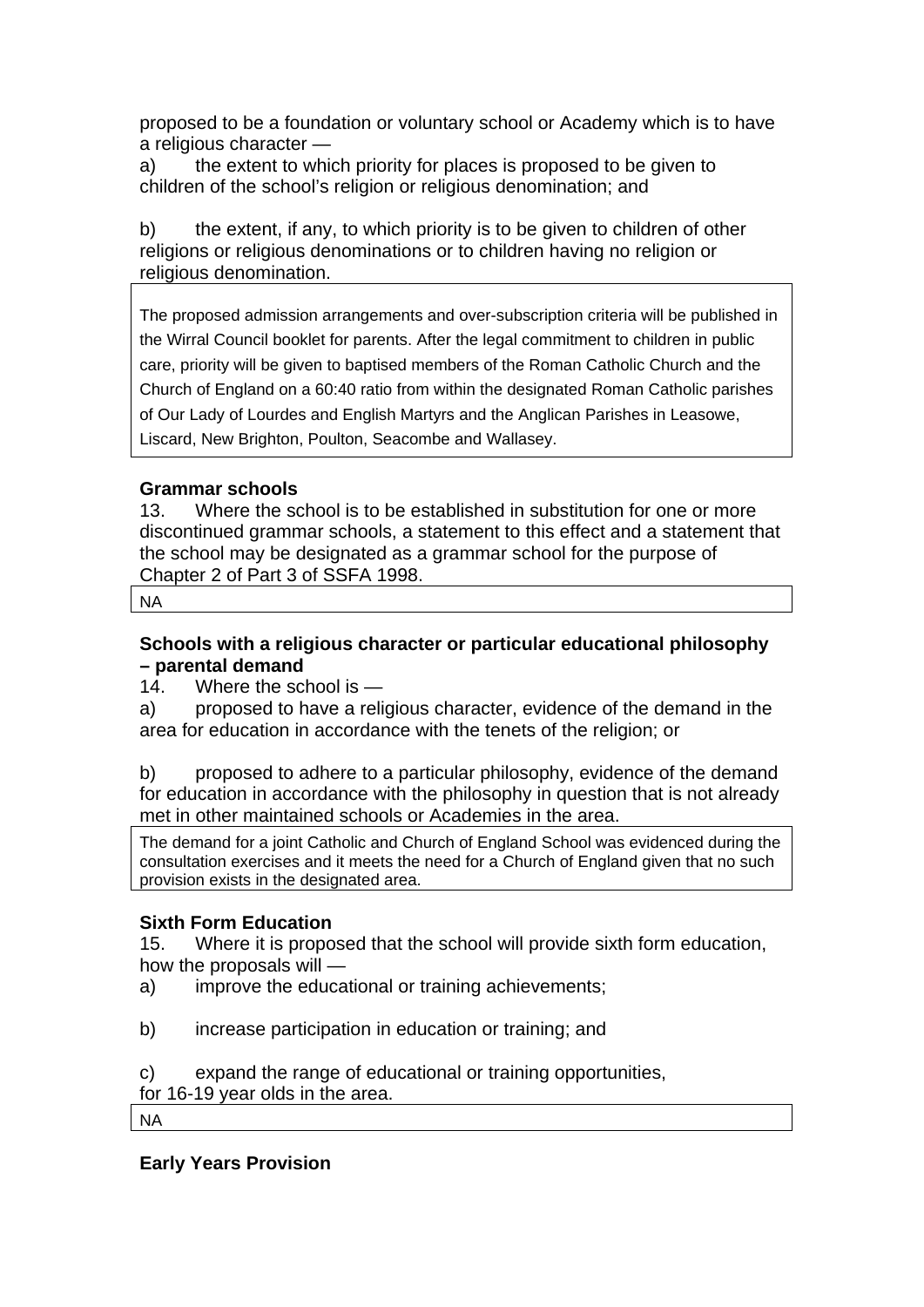proposed to be a foundation or voluntary school or Academy which is to have a religious character —

a) the extent to which priority for places is proposed to be given to children of the school's religion or religious denomination; and

b) the extent, if any, to which priority is to be given to children of other religions or religious denominations or to children having no religion or religious denomination.

| |
|---|
| The proposed admission arrangements and over-subscription criteria will be published in the Wirral Council booklet for parents. After the legal commitment to children in public care, priority will be given to baptised members of the Roman Catholic Church and the Church of England on a 60:40 ratio from within the designated Roman Catholic parishes of Our Lady of Lourdes and English Martyrs and the Anglican Parishes in Leasowe, Liscard, New Brighton, Poulton, Seacombe and Wallasey. |

**Grammar schools**

13. Where the school is to be established in substitution for one or more discontinued grammar schools, a statement to this effect and a statement that the school may be designated as a grammar school for the purpose of Chapter 2 of Part 3 of SSFA 1998.

| |
|---|
| NA |

**Schools with a religious character or particular educational philosophy – parental demand**

14. Where the school is —

a) proposed to have a religious character, evidence of the demand in the area for education in accordance with the tenets of the religion; or

b) proposed to adhere to a particular philosophy, evidence of the demand for education in accordance with the philosophy in question that is not already met in other maintained schools or Academies in the area.

| |
|---|
| The demand for a joint Catholic and Church of England School was evidenced during the consultation exercises and it meets the need for a Church of England given that no such provision exists in the designated area. |

**Sixth Form Education**

15. Where it is proposed that the school will provide sixth form education, how the proposals will —

a) improve the educational or training achievements;

b) increase participation in education or training; and

c) expand the range of educational or training opportunities,

for 16-19 year olds in the area.

| |
|---|
| NA |

**Early Years Provision**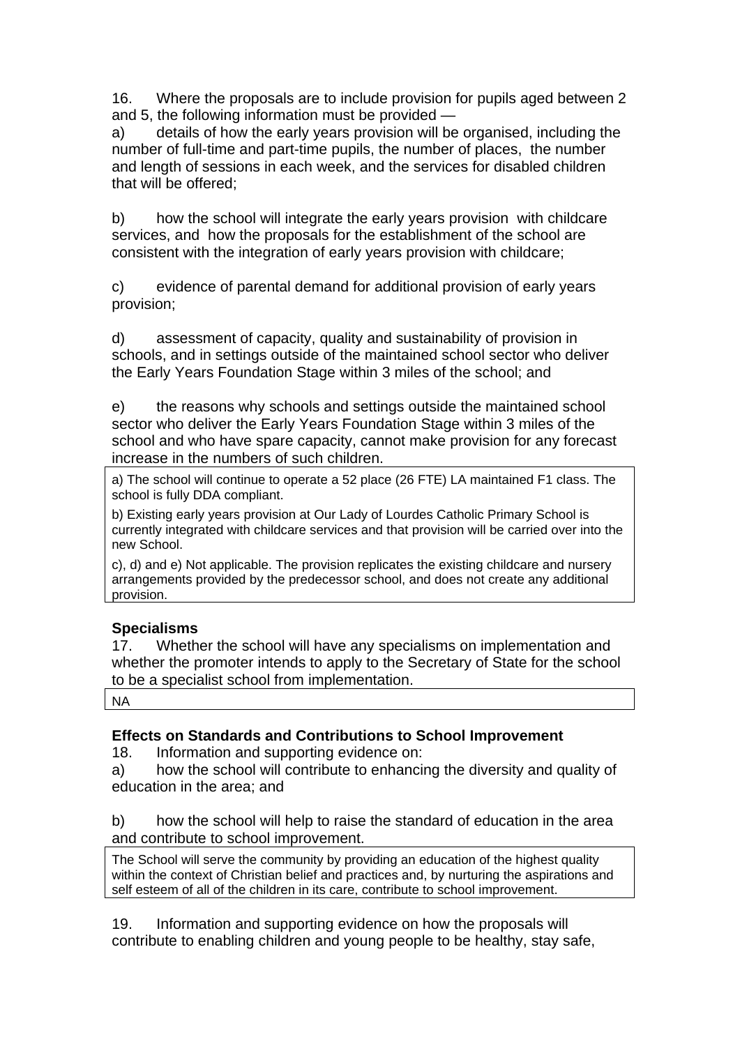16. Where the proposals are to include provision for pupils aged between 2 and 5, the following information must be provided —

a) details of how the early years provision will be organised, including the number of full-time and part-time pupils, the number of places, the number and length of sessions in each week, and the services for disabled children that will be offered;

b) how the school will integrate the early years provision with childcare services, and how the proposals for the establishment of the school are consistent with the integration of early years provision with childcare;

c) evidence of parental demand for additional provision of early years provision;

d) assessment of capacity, quality and sustainability of provision in schools, and in settings outside of the maintained school sector who deliver the Early Years Foundation Stage within 3 miles of the school; and

e) the reasons why schools and settings outside the maintained school sector who deliver the Early Years Foundation Stage within 3 miles of the school and who have spare capacity, cannot make provision for any forecast increase in the numbers of such children.

| |
|---|
| a) The school will continue to operate a 52 place (26 FTE) LA maintained F1 class. The school is fully DDA compliant.<br>b) Existing early years provision at Our Lady of Lourdes Catholic Primary School is currently integrated with childcare services and that provision will be carried over into the new School.<br>c), d) and e) Not applicable. The provision replicates the existing childcare and nursery arrangements provided by the predecessor school, and does not create any additional provision. |

**Specialisms**

17. Whether the school will have any specialisms on implementation and whether the promoter intends to apply to the Secretary of State for the school to be a specialist school from implementation.

| |
|---|
| NA |

**Effects on Standards and Contributions to School Improvement**

18. Information and supporting evidence on:

a) how the school will contribute to enhancing the diversity and quality of education in the area; and

b) how the school will help to raise the standard of education in the area and contribute to school improvement.

| |
|---|
| The School will serve the community by providing an education of the highest quality within the context of Christian belief and practices and, by nurturing the aspirations and self esteem of all of the children in its care, contribute to school improvement. |

19. Information and supporting evidence on how the proposals will contribute to enabling children and young people to be healthy, stay safe,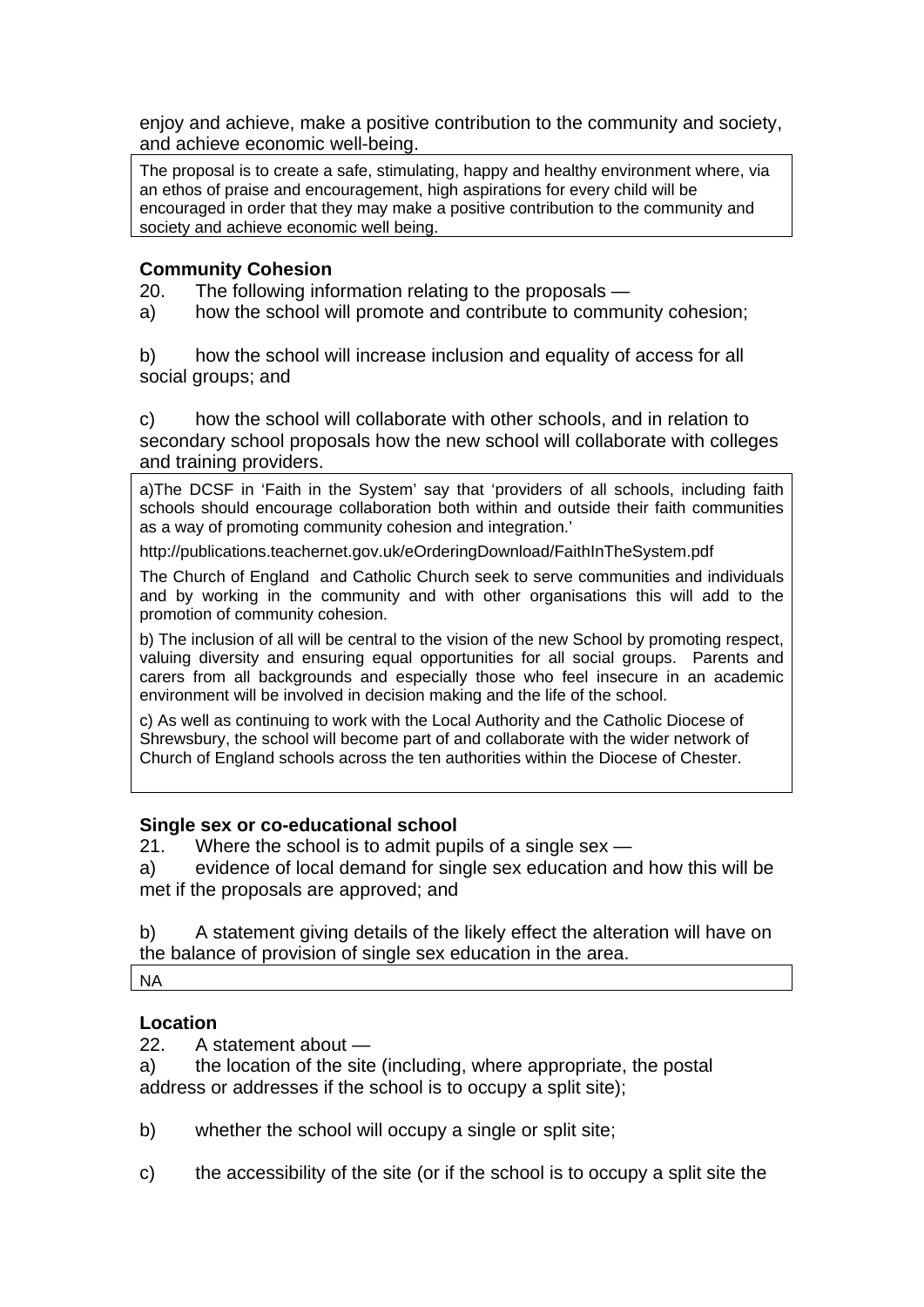enjoy and achieve, make a positive contribution to the community and society, and achieve economic well-being.

| |
|---|
| The proposal is to create a safe, stimulating, happy and healthy environment where, via an ethos of praise and encouragement, high aspirations for every child will be encouraged in order that they may make a positive contribution to the community and society and achieve economic well being. |

**Community Cohesion**

20. The following information relating to the proposals —

a) how the school will promote and contribute to community cohesion;

b) how the school will increase inclusion and equality of access for all social groups; and

c) how the school will collaborate with other schools, and in relation to secondary school proposals how the new school will collaborate with colleges and training providers.

| |
|---|
| a)The DCSF in 'Faith in the System' say that 'providers of all schools, including faith schools should encourage collaboration both within and outside their faith communities as a way of promoting community cohesion and integration.'<br><br>http://publications.teachernet.gov.uk/eOrderingDownload/FaithInTheSystem.pdf<br><br>The Church of England and Catholic Church seek to serve communities and individuals and by working in the community and with other organisations this will add to the promotion of community cohesion.<br><br>b) The inclusion of all will be central to the vision of the new School by promoting respect, valuing diversity and ensuring equal opportunities for all social groups. Parents and carers from all backgrounds and especially those who feel insecure in an academic environment will be involved in decision making and the life of the school.<br><br>c) As well as continuing to work with the Local Authority and the Catholic Diocese of Shrewsbury, the school will become part of and collaborate with the wider network of Church of England schools across the ten authorities within the Diocese of Chester. |

**Single sex or co-educational school**

21. Where the school is to admit pupils of a single sex —

a) evidence of local demand for single sex education and how this will be met if the proposals are approved; and

b) A statement giving details of the likely effect the alteration will have on the balance of provision of single sex education in the area.

| |
|---|
| NA |

**Location**

22. A statement about —

a) the location of the site (including, where appropriate, the postal address or addresses if the school is to occupy a split site);

b) whether the school will occupy a single or split site;

c) the accessibility of the site (or if the school is to occupy a split site the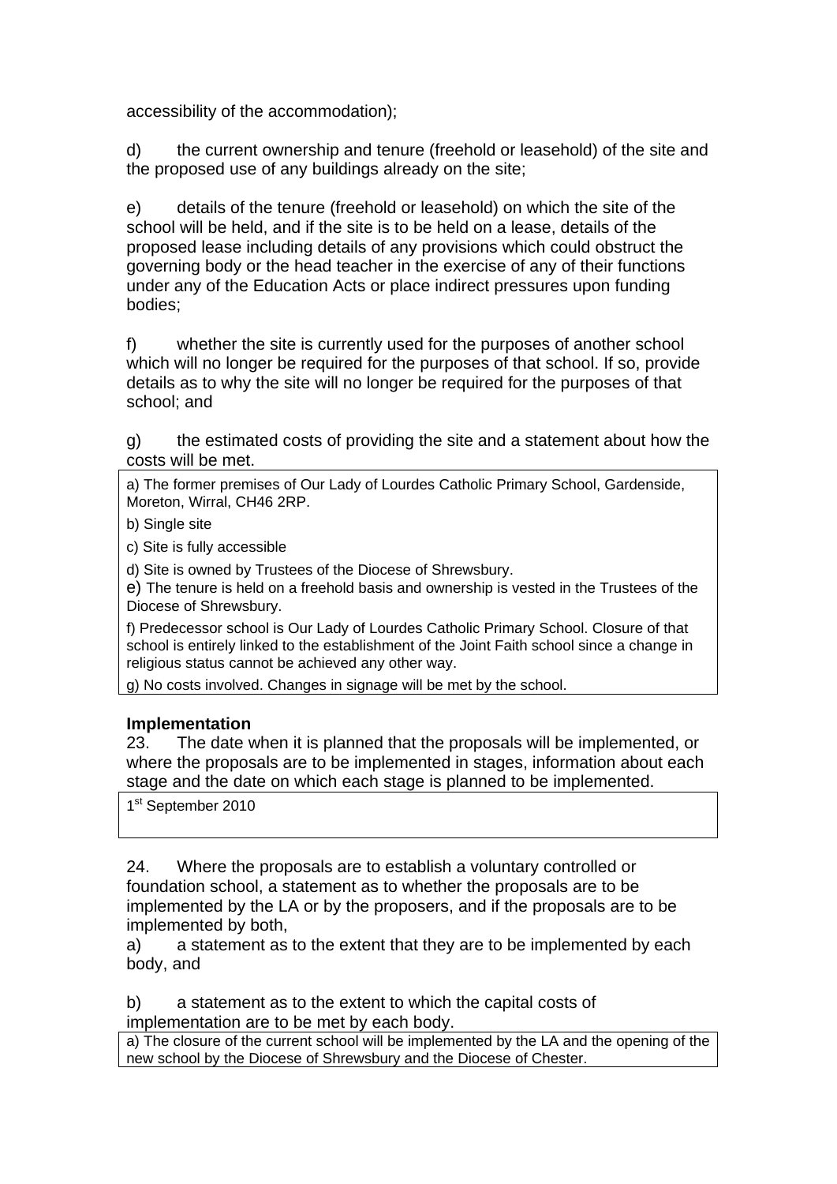accessibility of the accommodation);

d) the current ownership and tenure (freehold or leasehold) of the site and the proposed use of any buildings already on the site;

e) details of the tenure (freehold or leasehold) on which the site of the school will be held, and if the site is to be held on a lease, details of the proposed lease including details of any provisions which could obstruct the governing body or the head teacher in the exercise of any of their functions under any of the Education Acts or place indirect pressures upon funding bodies;

f) whether the site is currently used for the purposes of another school which will no longer be required for the purposes of that school. If so, provide details as to why the site will no longer be required for the purposes of that school; and

g) the estimated costs of providing the site and a statement about how the costs will be met.

| |
|---|
| a) The former premises of Our Lady of Lourdes Catholic Primary School, Gardenside, Moreton, Wirral, CH46 2RP.<br>b) Single site<br>c) Site is fully accessible<br>d) Site is owned by Trustees of the Diocese of Shrewsbury.<br>e) The tenure is held on a freehold basis and ownership is vested in the Trustees of the Diocese of Shrewsbury.<br>f) Predecessor school is Our Lady of Lourdes Catholic Primary School. Closure of that school is entirely linked to the establishment of the Joint Faith school since a change in religious status cannot be achieved any other way.<br>g) No costs involved. Changes in signage will be met by the school. |

**Implementation**

23. The date when it is planned that the proposals will be implemented, or where the proposals are to be implemented in stages, information about each stage and the date on which each stage is planned to be implemented.

| |
|---|
| 1st September 2010 |

24. Where the proposals are to establish a voluntary controlled or foundation school, a statement as to whether the proposals are to be implemented by the LA or by the proposers, and if the proposals are to be implemented by both,

a) a statement as to the extent that they are to be implemented by each body, and

b) a statement as to the extent to which the capital costs of implementation are to be met by each body.

| |
|---|
| a) The closure of the current school will be implemented by the LA and the opening of the new school by the Diocese of Shrewsbury and the Diocese of Chester. |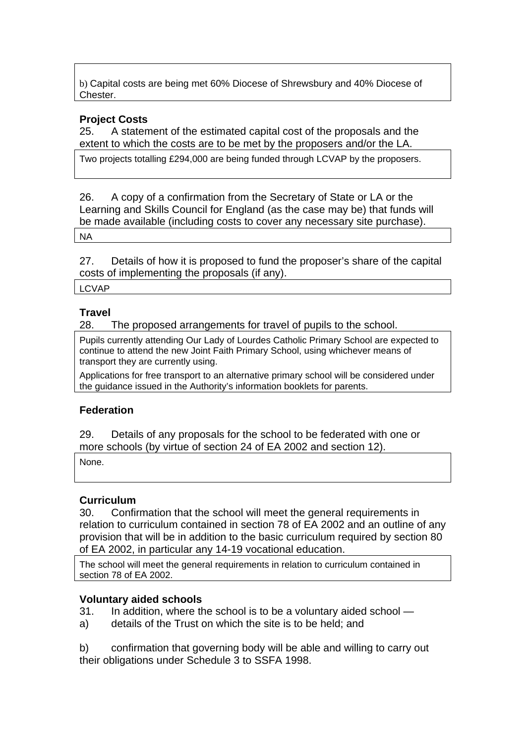b) Capital costs are being met 60% Diocese of Shrewsbury and 40% Diocese of Chester.

**Project Costs**

25. A statement of the estimated capital cost of the proposals and the extent to which the costs are to be met by the proposers and/or the LA.

Two projects totalling £294,000 are being funded through LCVAP by the proposers.

26. A copy of a confirmation from the Secretary of State or LA or the Learning and Skills Council for England (as the case may be) that funds will be made available (including costs to cover any necessary site purchase).

NA

27. Details of how it is proposed to fund the proposer's share of the capital costs of implementing the proposals (if any).

LCVAP

**Travel**

28. The proposed arrangements for travel of pupils to the school.

Pupils currently attending Our Lady of Lourdes Catholic Primary School are expected to continue to attend the new Joint Faith Primary School, using whichever means of transport they are currently using.

Applications for free transport to an alternative primary school will be considered under the guidance issued in the Authority's information booklets for parents.

**Federation**

29. Details of any proposals for the school to be federated with one or more schools (by virtue of section 24 of EA 2002 and section 12).

None.

**Curriculum**

30. Confirmation that the school will meet the general requirements in relation to curriculum contained in section 78 of EA 2002 and an outline of any provision that will be in addition to the basic curriculum required by section 80 of EA 2002, in particular any 14-19 vocational education.

The school will meet the general requirements in relation to curriculum contained in section 78 of EA 2002.

**Voluntary aided schools**

31. In addition, where the school is to be a voluntary aided school —

a) details of the Trust on which the site is to be held; and

b) confirmation that governing body will be able and willing to carry out their obligations under Schedule 3 to SSFA 1998.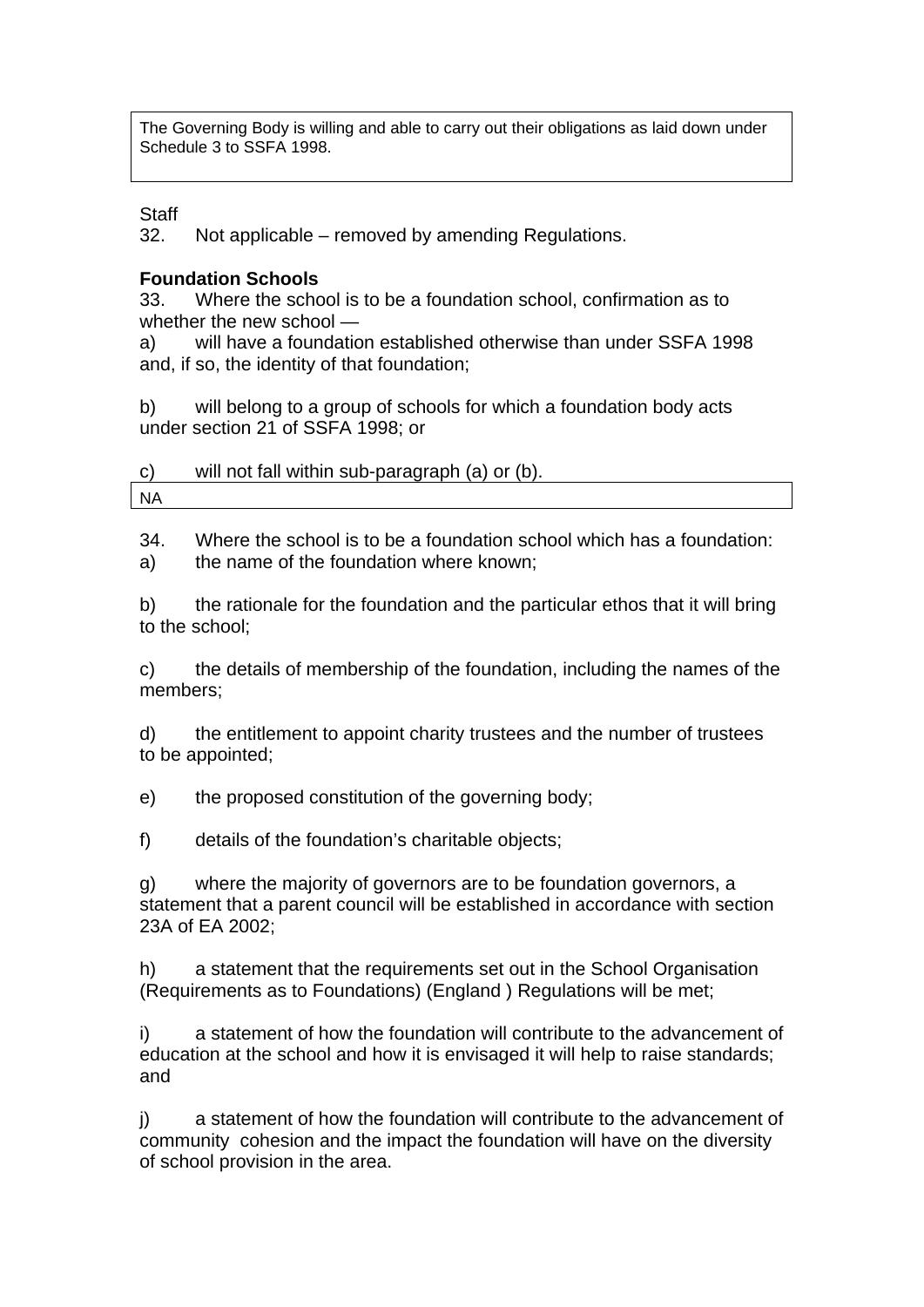| |
|---|
| The Governing Body is willing and able to carry out their obligations as laid down under Schedule 3 to SSFA 1998. |

Staff
32. Not applicable – removed by amending Regulations.

**Foundation Schools**
33. Where the school is to be a foundation school, confirmation as to whether the new school —
a) will have a foundation established otherwise than under SSFA 1998 and, if so, the identity of that foundation;

b) will belong to a group of schools for which a foundation body acts under section 21 of SSFA 1998; or

c) will not fall within sub-paragraph (a) or (b).

| |
|---|
| NA |

34. Where the school is to be a foundation school which has a foundation:
a) the name of the foundation where known;

b) the rationale for the foundation and the particular ethos that it will bring to the school;

c) the details of membership of the foundation, including the names of the members;

d) the entitlement to appoint charity trustees and the number of trustees to be appointed;

e) the proposed constitution of the governing body;

f) details of the foundation's charitable objects;

g) where the majority of governors are to be foundation governors, a statement that a parent council will be established in accordance with section 23A of EA 2002;

h) a statement that the requirements set out in the School Organisation (Requirements as to Foundations) (England ) Regulations will be met;

i) a statement of how the foundation will contribute to the advancement of education at the school and how it is envisaged it will help to raise standards; and

j) a statement of how the foundation will contribute to the advancement of community cohesion and the impact the foundation will have on the diversity of school provision in the area.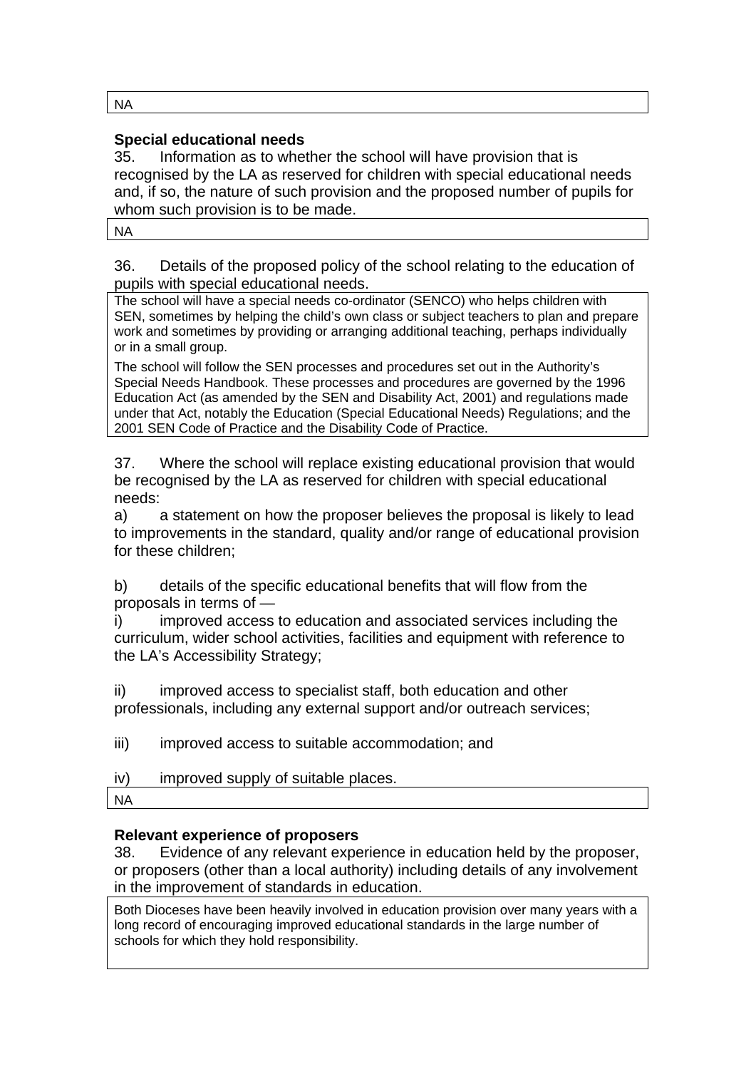NA

**Special educational needs**

35. Information as to whether the school will have provision that is recognised by the LA as reserved for children with special educational needs and, if so, the nature of such provision and the proposed number of pupils for whom such provision is to be made.

NA

36. Details of the proposed policy of the school relating to the education of pupils with special educational needs.

The school will have a special needs co-ordinator (SENCO) who helps children with SEN, sometimes by helping the child's own class or subject teachers to plan and prepare work and sometimes by providing or arranging additional teaching, perhaps individually or in a small group.

The school will follow the SEN processes and procedures set out in the Authority's Special Needs Handbook. These processes and procedures are governed by the 1996 Education Act (as amended by the SEN and Disability Act, 2001) and regulations made under that Act, notably the Education (Special Educational Needs) Regulations; and the 2001 SEN Code of Practice and the Disability Code of Practice.

37. Where the school will replace existing educational provision that would be recognised by the LA as reserved for children with special educational needs:

a) a statement on how the proposer believes the proposal is likely to lead to improvements in the standard, quality and/or range of educational provision for these children;

b) details of the specific educational benefits that will flow from the proposals in terms of —

i) improved access to education and associated services including the curriculum, wider school activities, facilities and equipment with reference to the LA's Accessibility Strategy;

ii) improved access to specialist staff, both education and other professionals, including any external support and/or outreach services;

iii) improved access to suitable accommodation; and

iv) improved supply of suitable places.

NA

**Relevant experience of proposers**

38. Evidence of any relevant experience in education held by the proposer, or proposers (other than a local authority) including details of any involvement in the improvement of standards in education.

Both Dioceses have been heavily involved in education provision over many years with a long record of encouraging improved educational standards in the large number of schools for which they hold responsibility.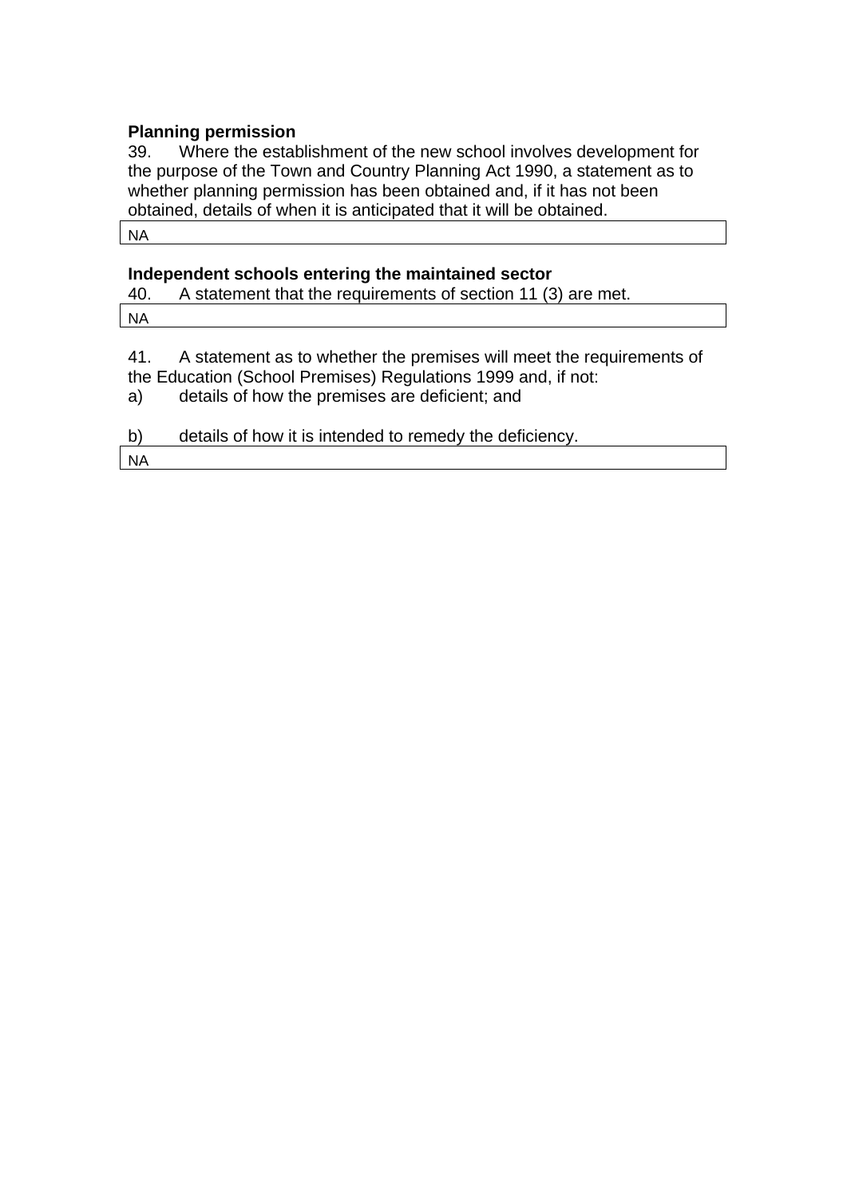**Planning permission**

39. Where the establishment of the new school involves development for the purpose of the Town and Country Planning Act 1990, a statement as to whether planning permission has been obtained and, if it has not been obtained, details of when it is anticipated that it will be obtained.

| |
|---|
| NA |

**Independent schools entering the maintained sector**

40. A statement that the requirements of section 11 (3) are met.

| |
|---|
| NA |

41. A statement as to whether the premises will meet the requirements of the Education (School Premises) Regulations 1999 and, if not:

a) details of how the premises are deficient; and

b) details of how it is intended to remedy the deficiency.

| |
|---|
| NA |